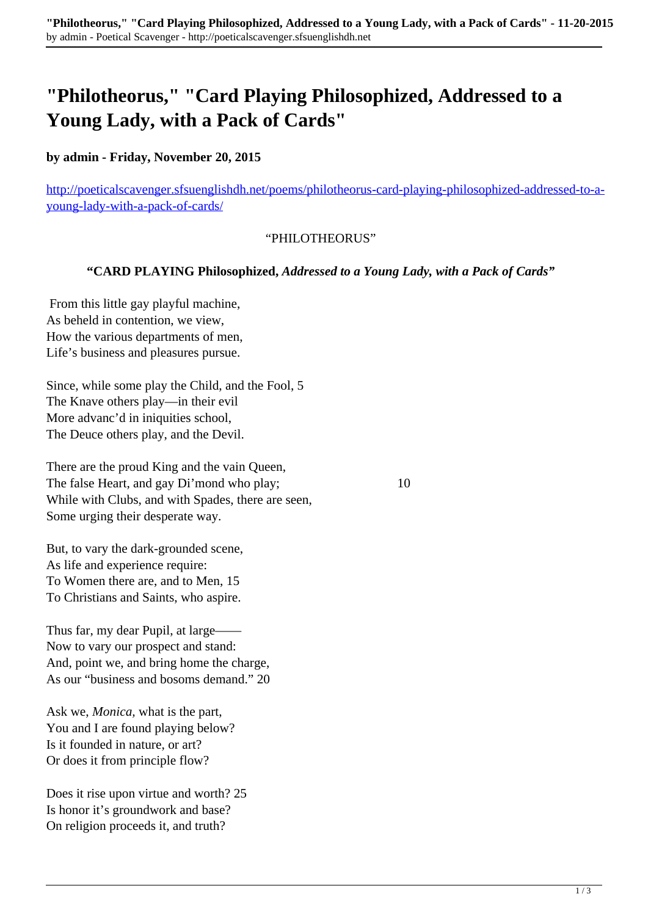# "Philotheorus," "Card Playing Philosophized, Addressed to a Young Lady, with a Pack of Cards"

**by admin - Friday, November 20, 2015**

http://poeticalscavenger.sfsuenglishdh.net/poems/philotheorus-card-playing-philosophized-addressed-to-a-young-lady-with-a-pack-of-cards/

"PHILOTHEORUS"

**"CARD PLAYING Philosophized,** ***Addressed to a Young Lady, with a Pack of Cards"***

From this little gay playful machine,
As beheld in contention, we view,
How the various departments of men,
Life's business and pleasures pursue.

Since, while some play the Child, and the Fool, 5
The Knave others play—in their evil
More advanc'd in iniquities school,
The Deuce others play, and the Devil.

There are the proud King and the vain Queen,
The false Heart, and gay Di'mond who play; 10
While with Clubs, and with Spades, there are seen,
Some urging their desperate way.

But, to vary the dark-grounded scene,
As life and experience require:
To Women there are, and to Men, 15
To Christians and Saints, who aspire.

Thus far, my dear Pupil, at large——
Now to vary our prospect and stand:
And, point we, and bring home the charge,
As our "business and bosoms demand." 20

Ask we, *Monica,* what is the part,
You and I are found playing below?
Is it founded in nature, or art?
Or does it from principle flow?

Does it rise upon virtue and worth? 25
Is honor it's groundwork and base?
On religion proceeds it, and truth?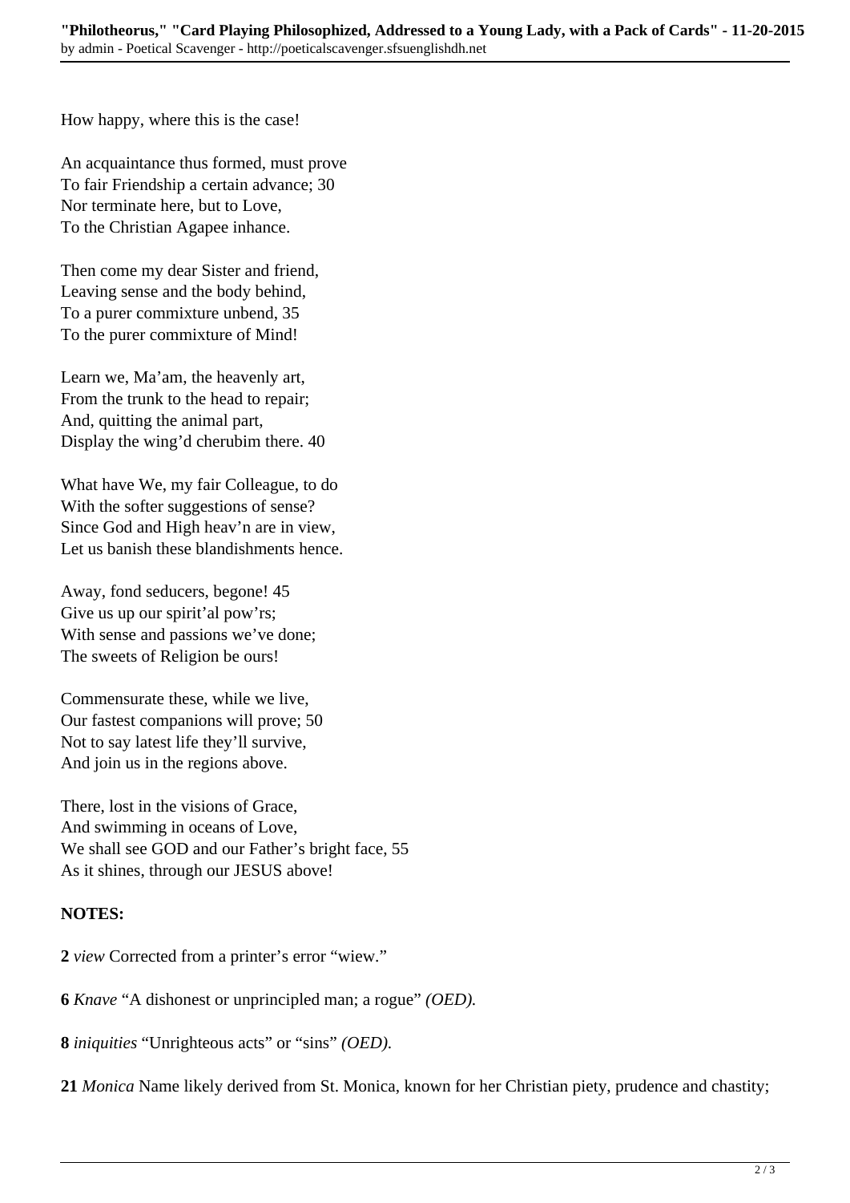How happy, where this is the case!

An acquaintance thus formed, must prove
To fair Friendship a certain advance; 30
Nor terminate here, but to Love,
To the Christian Agapee inhance.

Then come my dear Sister and friend,
Leaving sense and the body behind,
To a purer commixture unbend, 35
To the purer commixture of Mind!

Learn we, Ma'am, the heavenly art,
From the trunk to the head to repair;
And, quitting the animal part,
Display the wing'd cherubim there. 40

What have We, my fair Colleague, to do
With the softer suggestions of sense?
Since God and High heav'n are in view,
Let us banish these blandishments hence.

Away, fond seducers, begone! 45
Give us up our spirit'al pow'rs;
With sense and passions we've done;
The sweets of Religion be ours!

Commensurate these, while we live,
Our fastest companions will prove; 50
Not to say latest life they'll survive,
And join us in the regions above.

There, lost in the visions of Grace,
And swimming in oceans of Love,
We shall see GOD and our Father's bright face, 55
As it shines, through our JESUS above!

**NOTES:**

**2** *view* Corrected from a printer's error "wiew."

**6** *Knave* "A dishonest or unprincipled man; a rogue" *(OED).*

**8** *iniquities* "Unrighteous acts" or "sins" *(OED).*

**21** *Monica* Name likely derived from St. Monica, known for her Christian piety, prudence and chastity;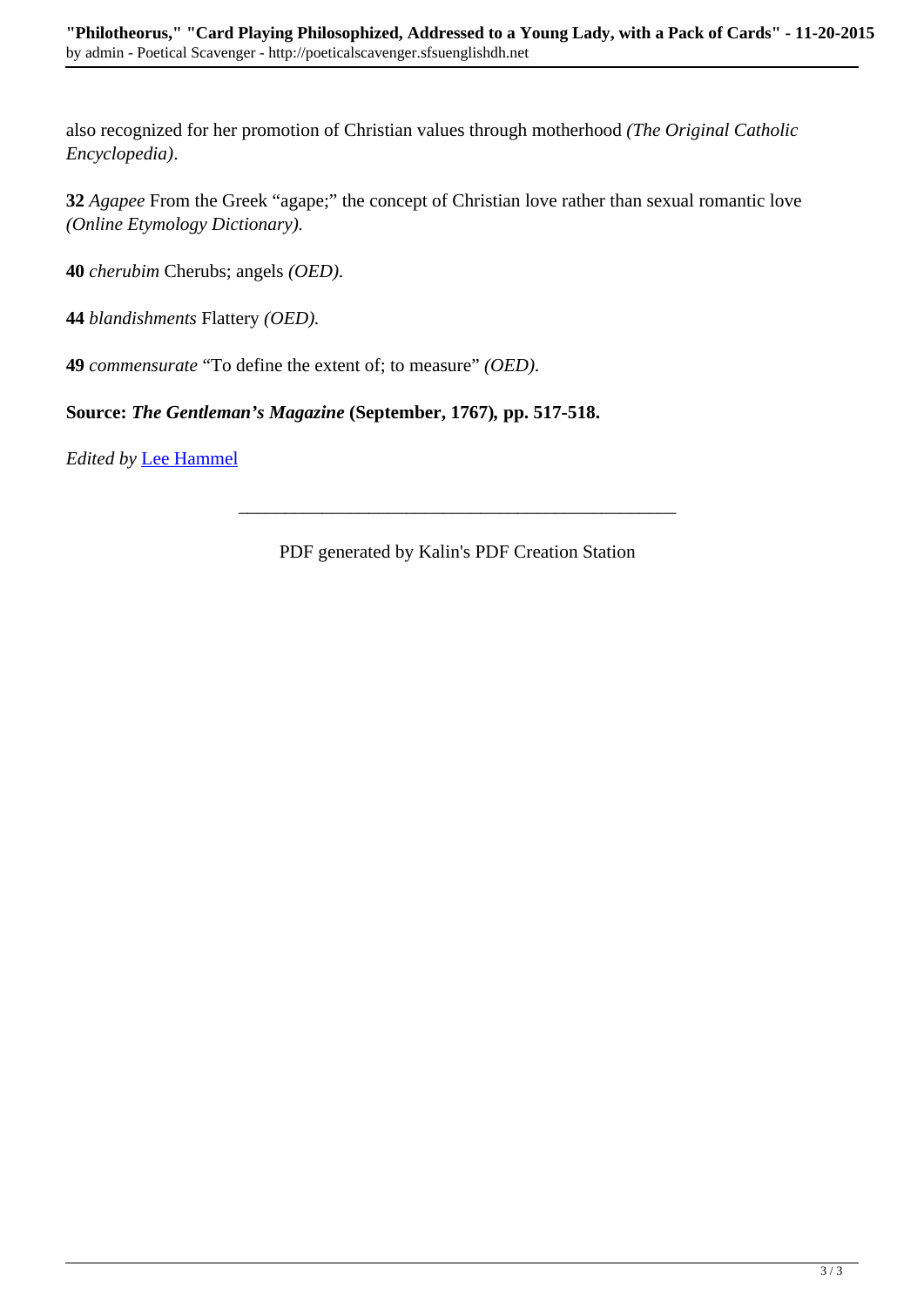also recognized for her promotion of Christian values through motherhood *(The Original Catholic Encyclopedia)*.

**32** *Agapee* From the Greek "agape;" the concept of Christian love rather than sexual romantic love *(Online Etymology Dictionary).*

**40** *cherubim* Cherubs; angels *(OED).*

**44** *blandishments* Flattery *(OED).*

**49** *commensurate* "To define the extent of; to measure" *(OED).*

**Source: *The Gentleman's Magazine* (September, 1767), pp. 517-518.**

*Edited by* Lee Hammel

---

PDF generated by Kalin's PDF Creation Station